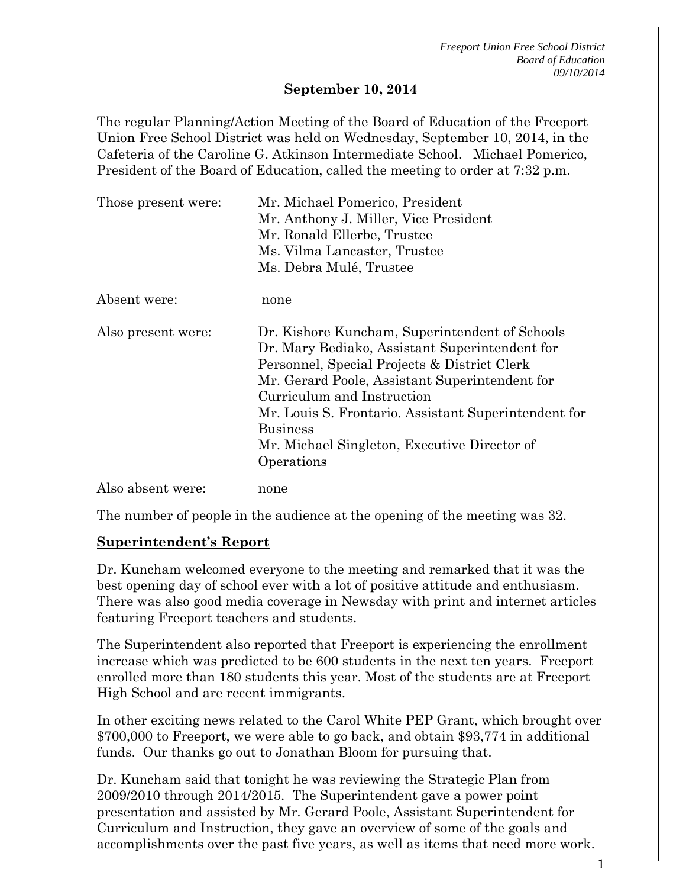**September 10, 2014**

The regular Planning/Action Meeting of the Board of Education of the Freeport Union Free School District was held on Wednesday, September 10, 2014, in the Cafeteria of the Caroline G. Atkinson Intermediate School. Michael Pomerico, President of the Board of Education, called the meeting to order at 7:32 p.m.

| | |
|---|---|
| Those present were: | Mr. Michael Pomerico, President<br>Mr. Anthony J. Miller, Vice President<br>Mr. Ronald Ellerbe, Trustee<br>Ms. Vilma Lancaster, Trustee<br>Ms. Debra Mulé, Trustee |
| Absent were: | none |
| Also present were: | Dr. Kishore Kuncham, Superintendent of Schools<br>Dr. Mary Bediako, Assistant Superintendent for Personnel, Special Projects & District Clerk<br>Mr. Gerard Poole, Assistant Superintendent for Curriculum and Instruction<br>Mr. Louis S. Frontario. Assistant Superintendent for Business<br>Mr. Michael Singleton, Executive Director of Operations |
| Also absent were: | none |

The number of people in the audience at the opening of the meeting was 32.

**Superintendent's Report**

Dr. Kuncham welcomed everyone to the meeting and remarked that it was the best opening day of school ever with a lot of positive attitude and enthusiasm. There was also good media coverage in Newsday with print and internet articles featuring Freeport teachers and students.

The Superintendent also reported that Freeport is experiencing the enrollment increase which was predicted to be 600 students in the next ten years. Freeport enrolled more than 180 students this year. Most of the students are at Freeport High School and are recent immigrants.

In other exciting news related to the Carol White PEP Grant, which brought over $700,000 to Freeport, we were able to go back, and obtain $93,774 in additional funds. Our thanks go out to Jonathan Bloom for pursuing that.

Dr. Kuncham said that tonight he was reviewing the Strategic Plan from 2009/2010 through 2014/2015. The Superintendent gave a power point presentation and assisted by Mr. Gerard Poole, Assistant Superintendent for Curriculum and Instruction, they gave an overview of some of the goals and accomplishments over the past five years, as well as items that need more work.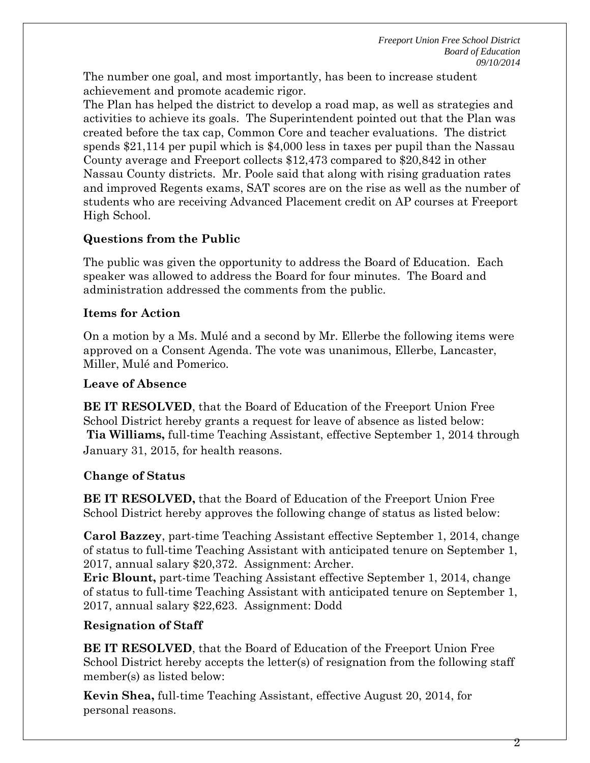The number one goal, and most importantly, has been to increase student achievement and promote academic rigor.

The Plan has helped the district to develop a road map, as well as strategies and activities to achieve its goals. The Superintendent pointed out that the Plan was created before the tax cap, Common Core and teacher evaluations. The district spends $21,114 per pupil which is $4,000 less in taxes per pupil than the Nassau County average and Freeport collects $12,473 compared to $20,842 in other Nassau County districts. Mr. Poole said that along with rising graduation rates and improved Regents exams, SAT scores are on the rise as well as the number of students who are receiving Advanced Placement credit on AP courses at Freeport High School.

### Questions from the Public

The public was given the opportunity to address the Board of Education. Each speaker was allowed to address the Board for four minutes. The Board and administration addressed the comments from the public.

### Items for Action

On a motion by a Ms. Mulé and a second by Mr. Ellerbe the following items were approved on a Consent Agenda. The vote was unanimous, Ellerbe, Lancaster, Miller, Mulé and Pomerico.

### Leave of Absence

**BE IT RESOLVED**, that the Board of Education of the Freeport Union Free School District hereby grants a request for leave of absence as listed below:

**Tia Williams,** full-time Teaching Assistant, effective September 1, 2014 through January 31, 2015, for health reasons.

### Change of Status

**BE IT RESOLVED,** that the Board of Education of the Freeport Union Free School District hereby approves the following change of status as listed below:

**Carol Bazzey**, part-time Teaching Assistant effective September 1, 2014, change of status to full-time Teaching Assistant with anticipated tenure on September 1, 2017, annual salary $20,372. Assignment: Archer.

**Eric Blount,** part-time Teaching Assistant effective September 1, 2014, change of status to full-time Teaching Assistant with anticipated tenure on September 1, 2017, annual salary $22,623. Assignment: Dodd

### Resignation of Staff

**BE IT RESOLVED**, that the Board of Education of the Freeport Union Free School District hereby accepts the letter(s) of resignation from the following staff member(s) as listed below:

**Kevin Shea,** full-time Teaching Assistant, effective August 20, 2014, for personal reasons.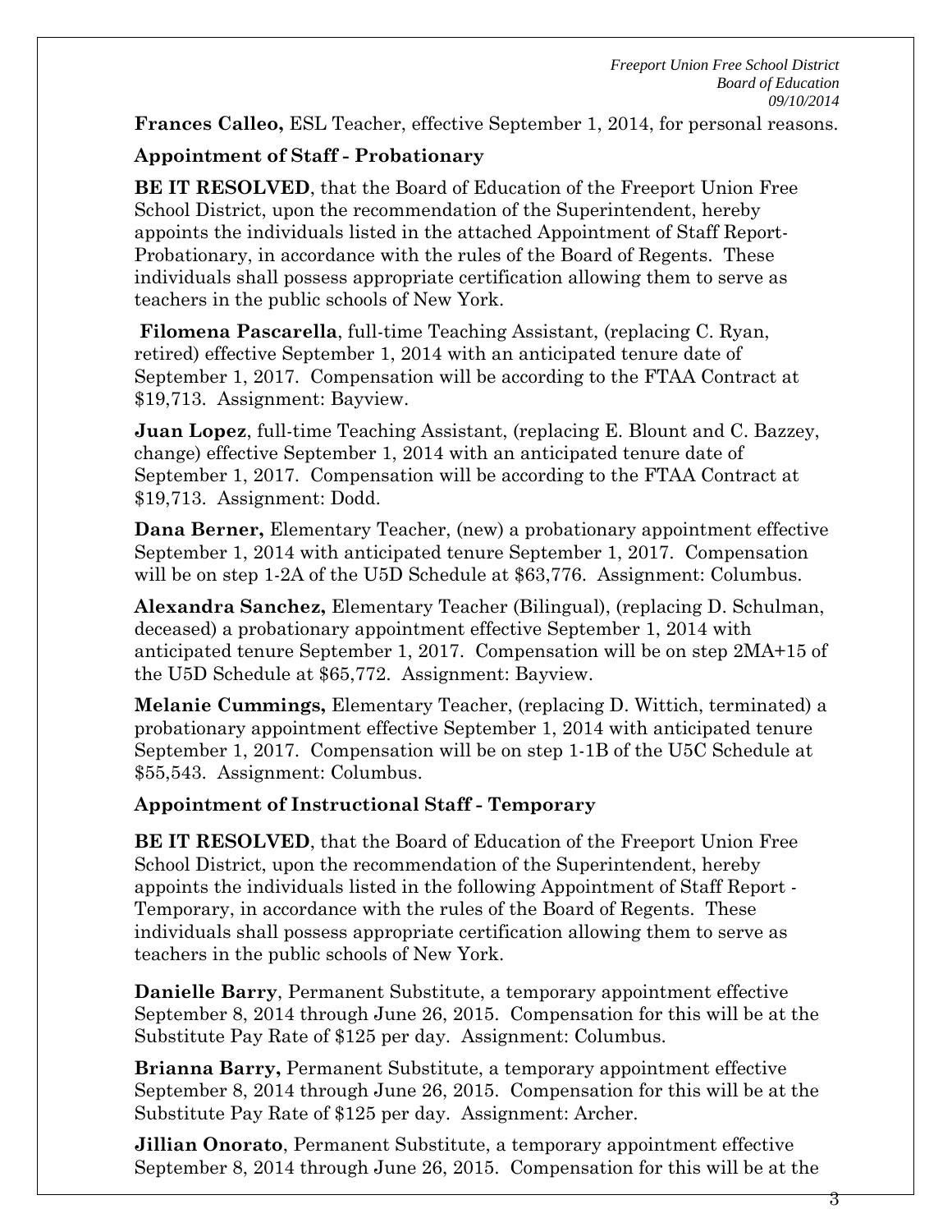**Frances Calleo,** ESL Teacher, effective September 1, 2014, for personal reasons.

### Appointment of Staff - Probationary

**BE IT RESOLVED**, that the Board of Education of the Freeport Union Free School District, upon the recommendation of the Superintendent, hereby appoints the individuals listed in the attached Appointment of Staff Report-Probationary, in accordance with the rules of the Board of Regents. These individuals shall possess appropriate certification allowing them to serve as teachers in the public schools of New York.

**Filomena Pascarella**, full-time Teaching Assistant, (replacing C. Ryan, retired) effective September 1, 2014 with an anticipated tenure date of September 1, 2017. Compensation will be according to the FTAA Contract at $19,713. Assignment: Bayview.

**Juan Lopez**, full-time Teaching Assistant, (replacing E. Blount and C. Bazzey, change) effective September 1, 2014 with an anticipated tenure date of September 1, 2017. Compensation will be according to the FTAA Contract at $19,713. Assignment: Dodd.

**Dana Berner,** Elementary Teacher, (new) a probationary appointment effective September 1, 2014 with anticipated tenure September 1, 2017. Compensation will be on step 1-2A of the U5D Schedule at $63,776. Assignment: Columbus.

**Alexandra Sanchez,** Elementary Teacher (Bilingual), (replacing D. Schulman, deceased) a probationary appointment effective September 1, 2014 with anticipated tenure September 1, 2017. Compensation will be on step 2MA+15 of the U5D Schedule at $65,772. Assignment: Bayview.

**Melanie Cummings,** Elementary Teacher, (replacing D. Wittich, terminated) a probationary appointment effective September 1, 2014 with anticipated tenure September 1, 2017. Compensation will be on step 1-1B of the U5C Schedule at $55,543. Assignment: Columbus.

### Appointment of Instructional Staff - Temporary

**BE IT RESOLVED**, that the Board of Education of the Freeport Union Free School District, upon the recommendation of the Superintendent, hereby appoints the individuals listed in the following Appointment of Staff Report - Temporary, in accordance with the rules of the Board of Regents. These individuals shall possess appropriate certification allowing them to serve as teachers in the public schools of New York.

**Danielle Barry**, Permanent Substitute, a temporary appointment effective September 8, 2014 through June 26, 2015. Compensation for this will be at the Substitute Pay Rate of $125 per day. Assignment: Columbus.

**Brianna Barry,** Permanent Substitute, a temporary appointment effective September 8, 2014 through June 26, 2015. Compensation for this will be at the Substitute Pay Rate of $125 per day. Assignment: Archer.

**Jillian Onorato**, Permanent Substitute, a temporary appointment effective September 8, 2014 through June 26, 2015. Compensation for this will be at the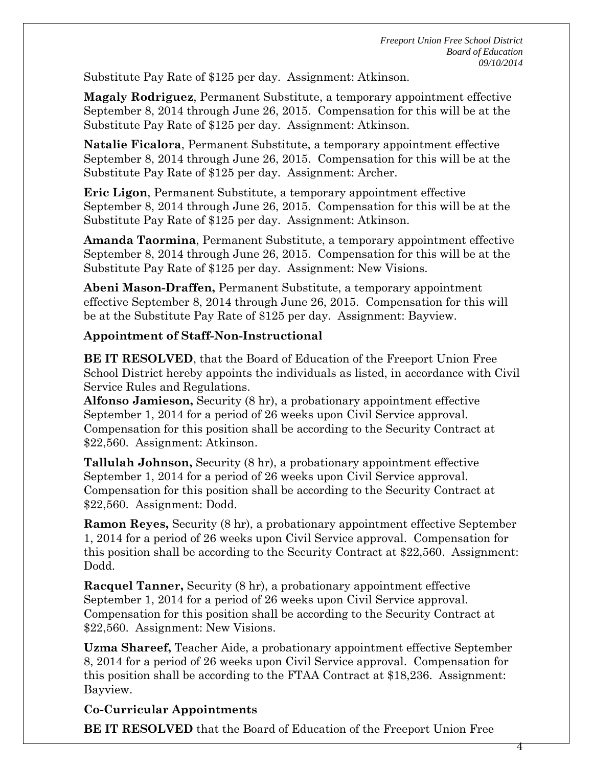Substitute Pay Rate of $125 per day. Assignment: Atkinson.

**Magaly Rodriguez**, Permanent Substitute, a temporary appointment effective September 8, 2014 through June 26, 2015. Compensation for this will be at the Substitute Pay Rate of $125 per day. Assignment: Atkinson.

**Natalie Ficalora**, Permanent Substitute, a temporary appointment effective September 8, 2014 through June 26, 2015. Compensation for this will be at the Substitute Pay Rate of $125 per day. Assignment: Archer.

**Eric Ligon**, Permanent Substitute, a temporary appointment effective September 8, 2014 through June 26, 2015. Compensation for this will be at the Substitute Pay Rate of $125 per day. Assignment: Atkinson.

**Amanda Taormina**, Permanent Substitute, a temporary appointment effective September 8, 2014 through June 26, 2015. Compensation for this will be at the Substitute Pay Rate of $125 per day. Assignment: New Visions.

**Abeni Mason-Draffen,** Permanent Substitute, a temporary appointment effective September 8, 2014 through June 26, 2015. Compensation for this will be at the Substitute Pay Rate of $125 per day. Assignment: Bayview.

### Appointment of Staff-Non-Instructional

**BE IT RESOLVED**, that the Board of Education of the Freeport Union Free School District hereby appoints the individuals as listed, in accordance with Civil Service Rules and Regulations.

**Alfonso Jamieson,** Security (8 hr), a probationary appointment effective September 1, 2014 for a period of 26 weeks upon Civil Service approval. Compensation for this position shall be according to the Security Contract at $22,560. Assignment: Atkinson.

**Tallulah Johnson,** Security (8 hr), a probationary appointment effective September 1, 2014 for a period of 26 weeks upon Civil Service approval. Compensation for this position shall be according to the Security Contract at $22,560. Assignment: Dodd.

**Ramon Reyes,** Security (8 hr), a probationary appointment effective September 1, 2014 for a period of 26 weeks upon Civil Service approval. Compensation for this position shall be according to the Security Contract at $22,560. Assignment: Dodd.

**Racquel Tanner,** Security (8 hr), a probationary appointment effective September 1, 2014 for a period of 26 weeks upon Civil Service approval. Compensation for this position shall be according to the Security Contract at $22,560. Assignment: New Visions.

**Uzma Shareef,** Teacher Aide, a probationary appointment effective September 8, 2014 for a period of 26 weeks upon Civil Service approval. Compensation for this position shall be according to the FTAA Contract at $18,236. Assignment: Bayview.

### Co-Curricular Appointments

**BE IT RESOLVED** that the Board of Education of the Freeport Union Free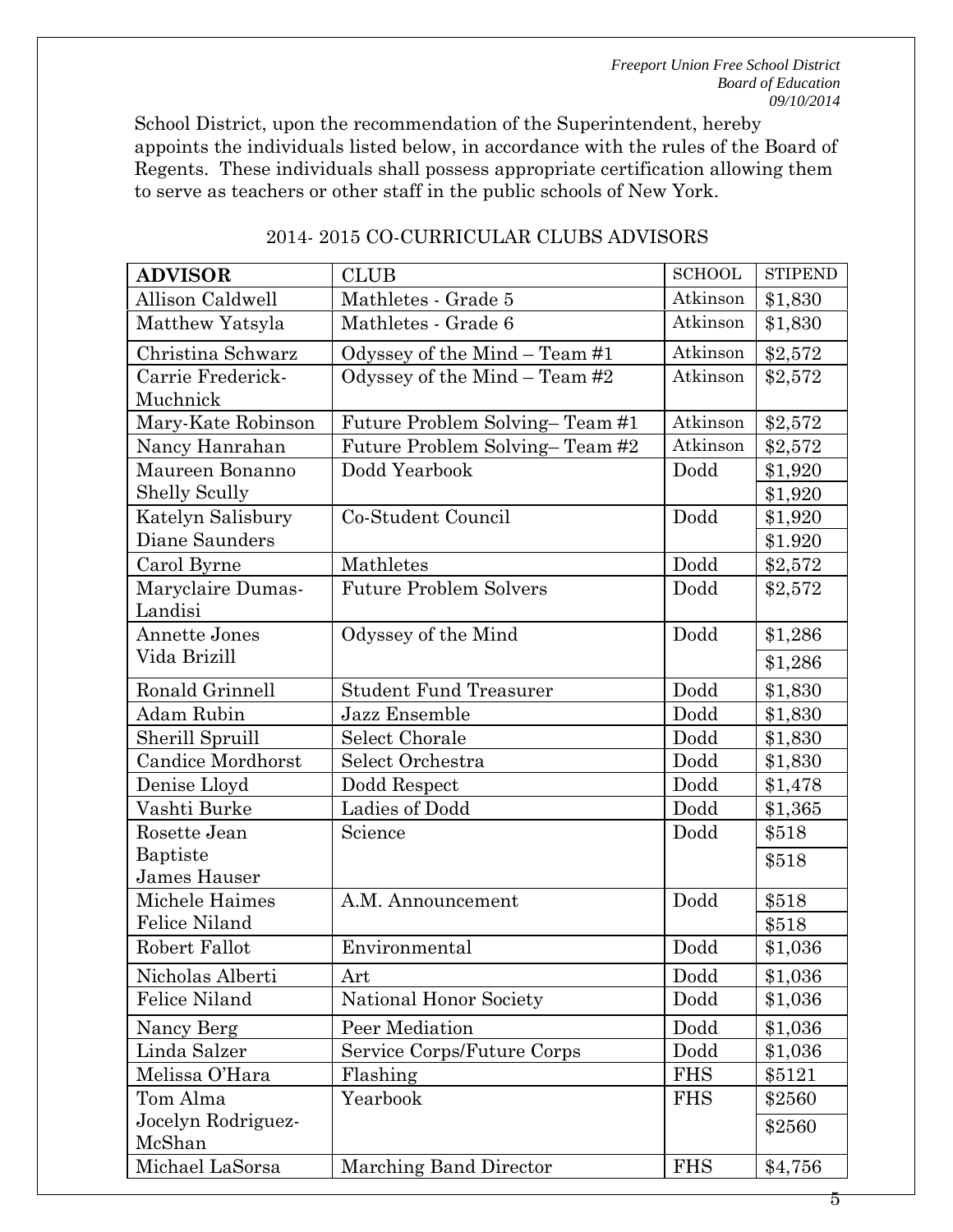School District, upon the recommendation of the Superintendent, hereby appoints the individuals listed below, in accordance with the rules of the Board of Regents. These individuals shall possess appropriate certification allowing them to serve as teachers or other staff in the public schools of New York.

2014- 2015 CO-CURRICULAR CLUBS ADVISORS

| **ADVISOR** | CLUB | SCHOOL | STIPEND |
|---|---|---|---|
| Allison Caldwell | Mathletes - Grade 5 | Atkinson | $1,830 |
| Matthew Yatsyla | Mathletes - Grade 6 | Atkinson | $1,830 |
| Christina Schwarz | Odyssey of the Mind – Team #1 | Atkinson | $2,572 |
| Carrie Frederick-Muchnick | Odyssey of the Mind – Team #2 | Atkinson | $2,572 |
| Mary-Kate Robinson | Future Problem Solving– Team #1 | Atkinson | $2,572 |
| Nancy Hanrahan | Future Problem Solving– Team #2 | Atkinson | $2,572 |
| Maureen Bonanno | Dodd Yearbook | Dodd | $1,920 |
| Shelly Scully | | | $1,920 |
| Katelyn Salisbury | Co-Student Council | Dodd | $1,920 |
| Diane Saunders | | | $1.920 |
| Carol Byrne | Mathletes | Dodd | $2,572 |
| Maryclaire Dumas-Landisi | Future Problem Solvers | Dodd | $2,572 |
| Annette Jones | Odyssey of the Mind | Dodd | $1,286 |
| Vida Brizill | | | $1,286 |
| Ronald Grinnell | Student Fund Treasurer | Dodd | $1,830 |
| Adam Rubin | Jazz Ensemble | Dodd | $1,830 |
| Sherill Spruill | Select Chorale | Dodd | $1,830 |
| Candice Mordhorst | Select Orchestra | Dodd | $1,830 |
| Denise Lloyd | Dodd Respect | Dodd | $1,478 |
| Vashti Burke | Ladies of Dodd | Dodd | $1,365 |
| Rosette Jean Baptiste | Science | Dodd | $518 |
| James Hauser | | | $518 |
| Michele Haimes | A.M. Announcement | Dodd | $518 |
| Felice Niland | | | $518 |
| Robert Fallot | Environmental | Dodd | $1,036 |
| Nicholas Alberti | Art | Dodd | $1,036 |
| Felice Niland | National Honor Society | Dodd | $1,036 |
| Nancy Berg | Peer Mediation | Dodd | $1,036 |
| Linda Salzer | Service Corps/Future Corps | Dodd | $1,036 |
| Melissa O'Hara | Flashing | FHS | $5121 |
| Tom Alma | Yearbook | FHS | $2560 |
| Jocelyn Rodriguez-McShan | | | $2560 |
| Michael LaSorsa | Marching Band Director | FHS | $4,756 |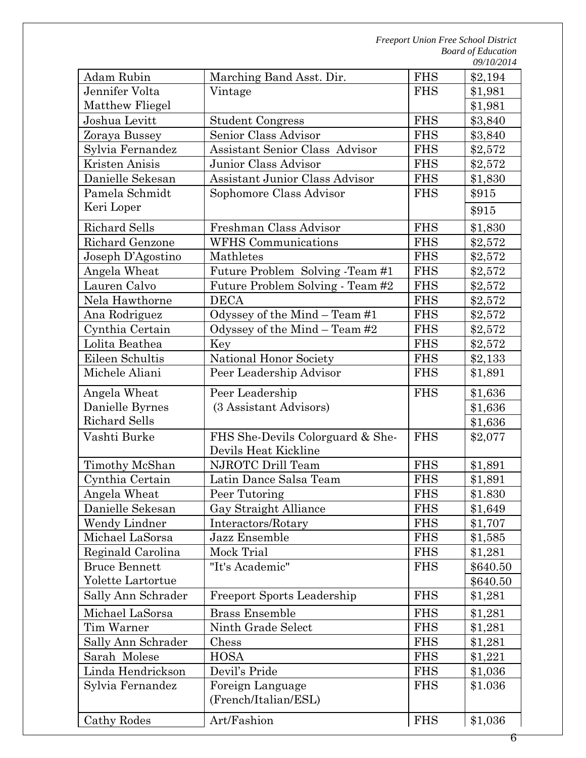| Adam Rubin | Marching Band Asst. Dir. | FHS | $2,194 |
|---|---|---|---|
| Jennifer Volta | Vintage | FHS | $1,981 |
| Matthew Fliegel | | | $1,981 |
| Joshua Levitt | Student Congress | FHS | $3,840 |
| Zoraya Bussey | Senior Class Advisor | FHS | $3,840 |
| Sylvia Fernandez | Assistant Senior Class Advisor | FHS | $2,572 |
| Kristen Anisis | Junior Class Advisor | FHS | $2,572 |
| Danielle Sekesan | Assistant Junior Class Advisor | FHS | $1,830 |
| Pamela Schmidt | Sophomore Class Advisor | FHS | $915 |
| Keri Loper | | | $915 |
| Richard Sells | Freshman Class Advisor | FHS | $1,830 |
| Richard Genzone | WFHS Communications | FHS | $2,572 |
| Joseph D'Agostino | Mathletes | FHS | $2,572 |
| Angela Wheat | Future Problem Solving -Team #1 | FHS | $2,572 |
| Lauren Calvo | Future Problem Solving - Team #2 | FHS | $2,572 |
| Nela Hawthorne | DECA | FHS | $2,572 |
| Ana Rodriguez | Odyssey of the Mind – Team #1 | FHS | $2,572 |
| Cynthia Certain | Odyssey of the Mind – Team #2 | FHS | $2,572 |
| Lolita Beathea | Key | FHS | $2,572 |
| Eileen Schultis | National Honor Society | FHS | $2,133 |
| Michele Aliani | Peer Leadership Advisor | FHS | $1,891 |
| Angela Wheat | Peer Leadership | FHS | $1,636 |
| Danielle Byrnes | (3 Assistant Advisors) | | $1,636 |
| Richard Sells | | | $1,636 |
| Vashti Burke | FHS She-Devils Colorguard & She-Devils Heat Kickline | FHS | $2,077 |
| Timothy McShan | NJROTC Drill Team | FHS | $1,891 |
| Cynthia Certain | Latin Dance Salsa Team | FHS | $1,891 |
| Angela Wheat | Peer Tutoring | FHS | $1.830 |
| Danielle Sekesan | Gay Straight Alliance | FHS | $1,649 |
| Wendy Lindner | Interactors/Rotary | FHS | $1,707 |
| Michael LaSorsa | Jazz Ensemble | FHS | $1,585 |
| Reginald Carolina | Mock Trial | FHS | $1,281 |
| Bruce Bennett | "It's Academic" | FHS | $640.50 |
| Yolette Lartortue | | | $640.50 |
| Sally Ann Schrader | Freeport Sports Leadership | FHS | $1,281 |
| Michael LaSorsa | Brass Ensemble | FHS | $1,281 |
| Tim Warner | Ninth Grade Select | FHS | $1,281 |
| Sally Ann Schrader | Chess | FHS | $1,281 |
| Sarah Molese | HOSA | FHS | $1,221 |
| Linda Hendrickson | Devil's Pride | FHS | $1,036 |
| Sylvia Fernandez | Foreign Language (French/Italian/ESL) | FHS | $1.036 |
| Cathy Rodes | Art/Fashion | FHS | $1,036 |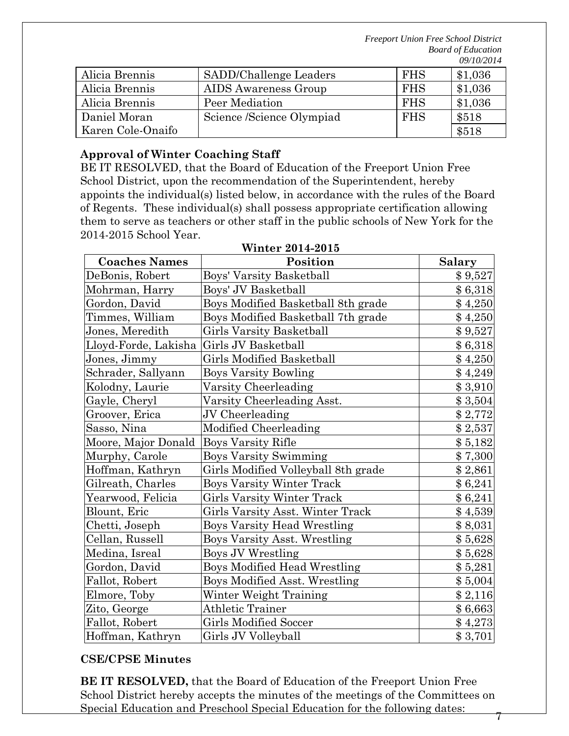| Alicia Brennis | SADD/Challenge Leaders | FHS | $1,036 |
|---|---|---|---|
| Alicia Brennis | AIDS Awareness Group | FHS | $1,036 |
| Alicia Brennis | Peer Mediation | FHS | $1,036 |
| Daniel Moran | Science /Science Olympiad | FHS | $518 |
| Karen Cole-Onaifo | | | $518 |

**Approval of Winter Coaching Staff**

BE IT RESOLVED, that the Board of Education of the Freeport Union Free School District, upon the recommendation of the Superintendent, hereby appoints the individual(s) listed below, in accordance with the rules of the Board of Regents. These individual(s) shall possess appropriate certification allowing them to serve as teachers or other staff in the public schools of New York for the 2014-2015 School Year.

**Winter 2014-2015**

| Coaches Names | Position | Salary |
|---|---|---|
| DeBonis, Robert | Boys' Varsity Basketball | $ 9,527 |
| Mohrman, Harry | Boys' JV Basketball | $ 6,318 |
| Gordon, David | Boys Modified Basketball 8th grade | $ 4,250 |
| Timmes, William | Boys Modified Basketball 7th grade | $ 4,250 |
| Jones, Meredith | Girls Varsity Basketball | $ 9,527 |
| Lloyd-Forde, Lakisha | Girls JV Basketball | $ 6,318 |
| Jones, Jimmy | Girls Modified Basketball | $ 4,250 |
| Schrader, Sallyann | Boys Varsity Bowling | $ 4,249 |
| Kolodny, Laurie | Varsity Cheerleading | $ 3,910 |
| Gayle, Cheryl | Varsity Cheerleading Asst. | $ 3,504 |
| Groover, Erica | JV Cheerleading | $ 2,772 |
| Sasso, Nina | Modified Cheerleading | $ 2,537 |
| Moore, Major Donald | Boys Varsity Rifle | $ 5,182 |
| Murphy, Carole | Boys Varsity Swimming | $ 7,300 |
| Hoffman, Kathryn | Girls Modified Volleyball 8th grade | $ 2,861 |
| Gilreath, Charles | Boys Varsity Winter Track | $ 6,241 |
| Yearwood, Felicia | Girls Varsity Winter Track | $ 6,241 |
| Blount, Eric | Girls Varsity Asst. Winter Track | $ 4,539 |
| Chetti, Joseph | Boys Varsity Head Wrestling | $ 8,031 |
| Cellan, Russell | Boys Varsity Asst. Wrestling | $ 5,628 |
| Medina, Isreal | Boys JV Wrestling | $ 5,628 |
| Gordon, David | Boys Modified Head Wrestling | $ 5,281 |
| Fallot, Robert | Boys Modified Asst. Wrestling | $ 5,004 |
| Elmore, Toby | Winter Weight Training | $ 2,116 |
| Zito, George | Athletic Trainer | $ 6,663 |
| Fallot, Robert | Girls Modified Soccer | $ 4,273 |
| Hoffman, Kathryn | Girls JV Volleyball | $ 3,701 |

**CSE/CPSE Minutes**

**BE IT RESOLVED,** that the Board of Education of the Freeport Union Free School District hereby accepts the minutes of the meetings of the Committees on Special Education and Preschool Special Education for the following dates: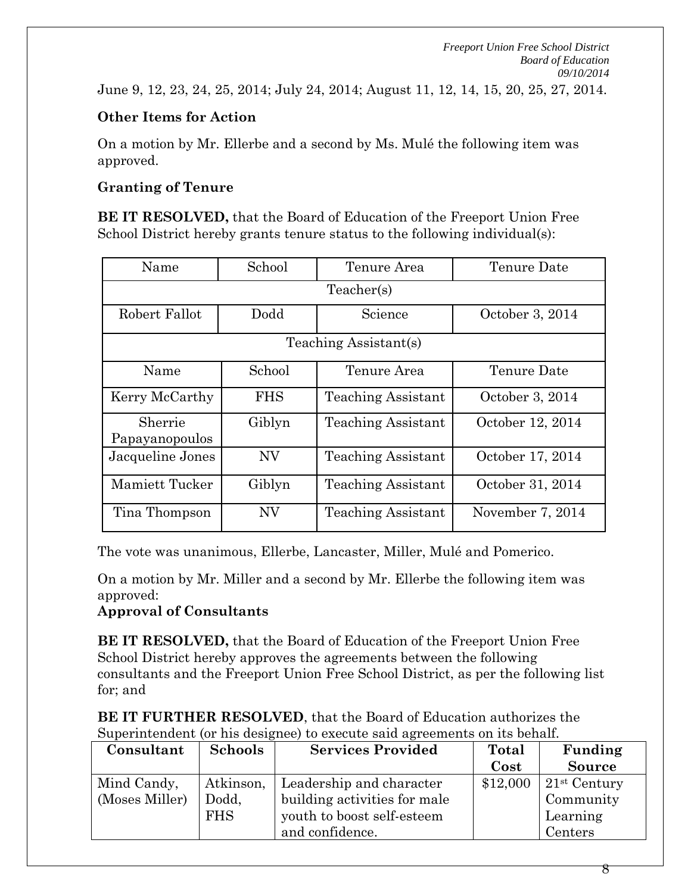June 9, 12, 23, 24, 25, 2014; July 24, 2014; August 11, 12, 14, 15, 20, 25, 27, 2014.

**Other Items for Action**

On a motion by Mr. Ellerbe and a second by Ms. Mulé the following item was approved.

**Granting of Tenure**

**BE IT RESOLVED,** that the Board of Education of the Freeport Union Free School District hereby grants tenure status to the following individual(s):

| Name | School | Tenure Area | Tenure Date |
|---|---|---|---|
| Teacher(s) | | | |
| Robert Fallot | Dodd | Science | October 3, 2014 |
| Teaching Assistant(s) | | | |
| Name | School | Tenure Area | Tenure Date |
| Kerry McCarthy | FHS | Teaching Assistant | October 3, 2014 |
| Sherrie Papayanopoulos | Giblyn | Teaching Assistant | October 12, 2014 |
| Jacqueline Jones | NV | Teaching Assistant | October 17, 2014 |
| Mamiett Tucker | Giblyn | Teaching Assistant | October 31, 2014 |
| Tina Thompson | NV | Teaching Assistant | November 7, 2014 |

The vote was unanimous, Ellerbe, Lancaster, Miller, Mulé and Pomerico.

On a motion by Mr. Miller and a second by Mr. Ellerbe the following item was approved:

**Approval of Consultants**

**BE IT RESOLVED,** that the Board of Education of the Freeport Union Free School District hereby approves the agreements between the following consultants and the Freeport Union Free School District, as per the following list for; and

**BE IT FURTHER RESOLVED**, that the Board of Education authorizes the Superintendent (or his designee) to execute said agreements on its behalf.

| Consultant | Schools | Services Provided | Total Cost | Funding Source |
|---|---|---|---|---|
| Mind Candy, (Moses Miller) | Atkinson, Dodd, FHS | Leadership and character building activities for male youth to boost self-esteem and confidence. | $12,000 | 21st Century Community Learning Centers |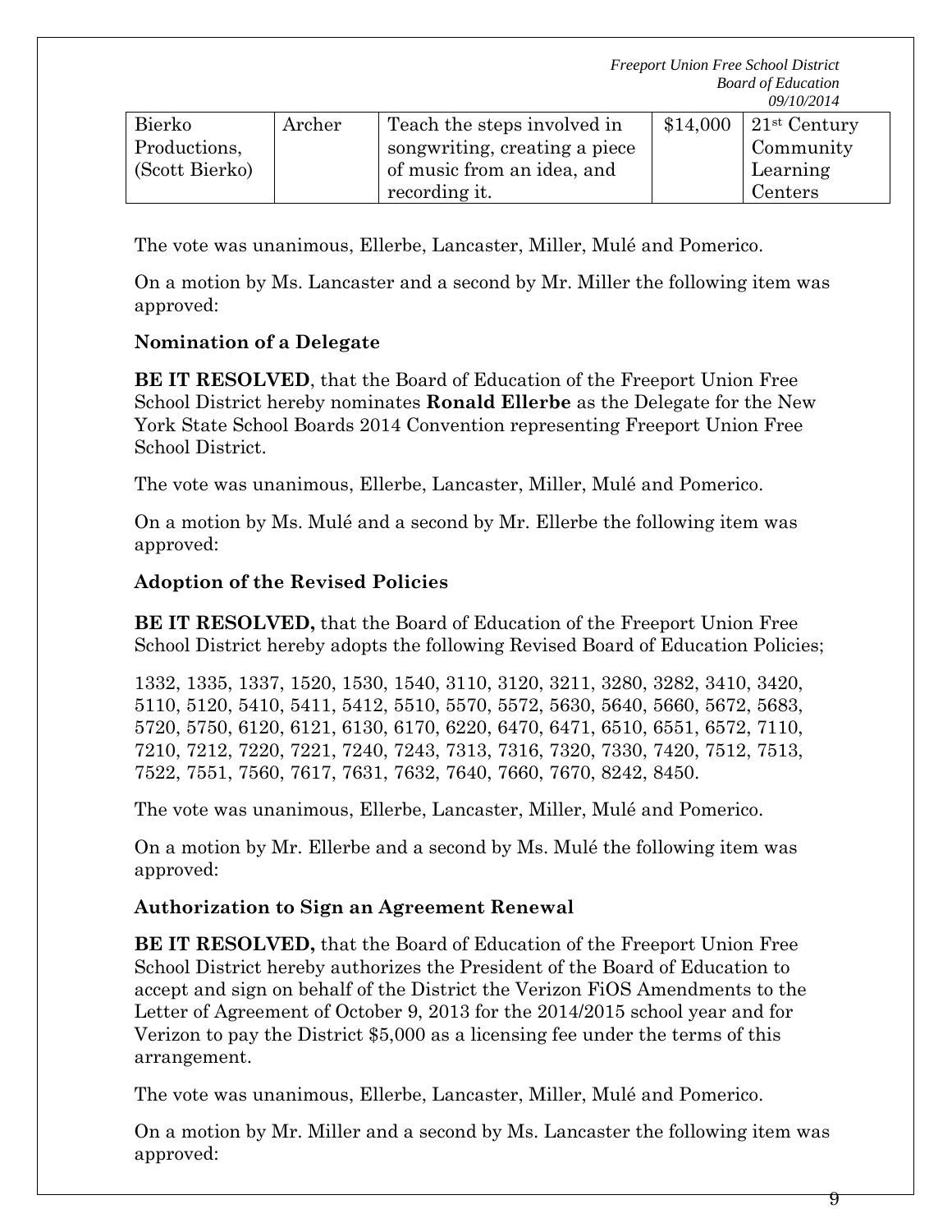| Bierko Productions, (Scott Bierko) | Archer | Teach the steps involved in songwriting, creating a piece of music from an idea, and recording it. | $14,000 | 21st Century Community Learning Centers |
|---|---|---|---|---|

The vote was unanimous, Ellerbe, Lancaster, Miller, Mulé and Pomerico.

On a motion by Ms. Lancaster and a second by Mr. Miller the following item was approved:

**Nomination of a Delegate**

**BE IT RESOLVED**, that the Board of Education of the Freeport Union Free School District hereby nominates **Ronald Ellerbe** as the Delegate for the New York State School Boards 2014 Convention representing Freeport Union Free School District.

The vote was unanimous, Ellerbe, Lancaster, Miller, Mulé and Pomerico.

On a motion by Ms. Mulé and a second by Mr. Ellerbe the following item was approved:

**Adoption of the Revised Policies**

**BE IT RESOLVED,** that the Board of Education of the Freeport Union Free School District hereby adopts the following Revised Board of Education Policies;

1332, 1335, 1337, 1520, 1530, 1540, 3110, 3120, 3211, 3280, 3282, 3410, 3420, 5110, 5120, 5410, 5411, 5412, 5510, 5570, 5572, 5630, 5640, 5660, 5672, 5683, 5720, 5750, 6120, 6121, 6130, 6170, 6220, 6470, 6471, 6510, 6551, 6572, 7110, 7210, 7212, 7220, 7221, 7240, 7243, 7313, 7316, 7320, 7330, 7420, 7512, 7513, 7522, 7551, 7560, 7617, 7631, 7632, 7640, 7660, 7670, 8242, 8450.

The vote was unanimous, Ellerbe, Lancaster, Miller, Mulé and Pomerico.

On a motion by Mr. Ellerbe and a second by Ms. Mulé the following item was approved:

**Authorization to Sign an Agreement Renewal**

**BE IT RESOLVED,** that the Board of Education of the Freeport Union Free School District hereby authorizes the President of the Board of Education to accept and sign on behalf of the District the Verizon FiOS Amendments to the Letter of Agreement of October 9, 2013 for the 2014/2015 school year and for Verizon to pay the District $5,000 as a licensing fee under the terms of this arrangement.

The vote was unanimous, Ellerbe, Lancaster, Miller, Mulé and Pomerico.

On a motion by Mr. Miller and a second by Ms. Lancaster the following item was approved: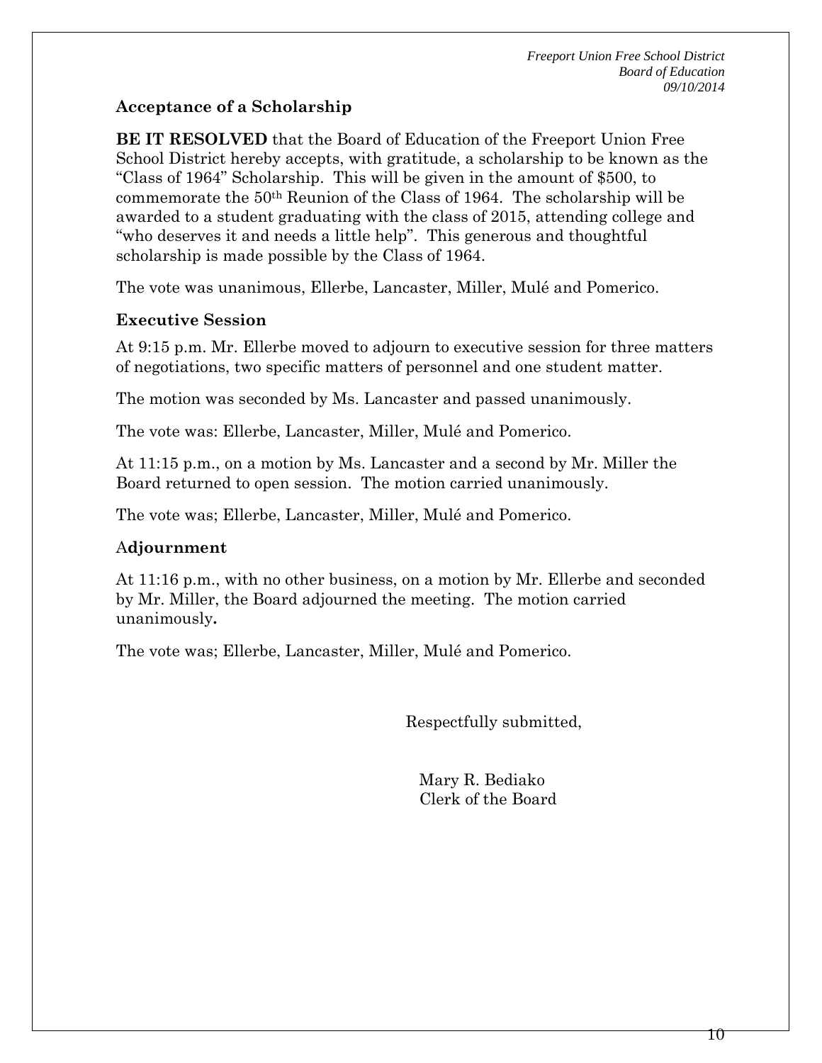**Acceptance of a Scholarship**

**BE IT RESOLVED** that the Board of Education of the Freeport Union Free School District hereby accepts, with gratitude, a scholarship to be known as the "Class of 1964" Scholarship. This will be given in the amount of $500, to commemorate the 50th Reunion of the Class of 1964. The scholarship will be awarded to a student graduating with the class of 2015, attending college and "who deserves it and needs a little help". This generous and thoughtful scholarship is made possible by the Class of 1964.

The vote was unanimous, Ellerbe, Lancaster, Miller, Mulé and Pomerico.

**Executive Session**

At 9:15 p.m. Mr. Ellerbe moved to adjourn to executive session for three matters of negotiations, two specific matters of personnel and one student matter.

The motion was seconded by Ms. Lancaster and passed unanimously.

The vote was: Ellerbe, Lancaster, Miller, Mulé and Pomerico.

At 11:15 p.m., on a motion by Ms. Lancaster and a second by Mr. Miller the Board returned to open session. The motion carried unanimously.

The vote was; Ellerbe, Lancaster, Miller, Mulé and Pomerico.

**Adjournment**

At 11:16 p.m., with no other business, on a motion by Mr. Ellerbe and seconded by Mr. Miller, the Board adjourned the meeting. The motion carried unanimously**.**

The vote was; Ellerbe, Lancaster, Miller, Mulé and Pomerico.

Respectfully submitted,

Mary R. Bediako
Clerk of the Board